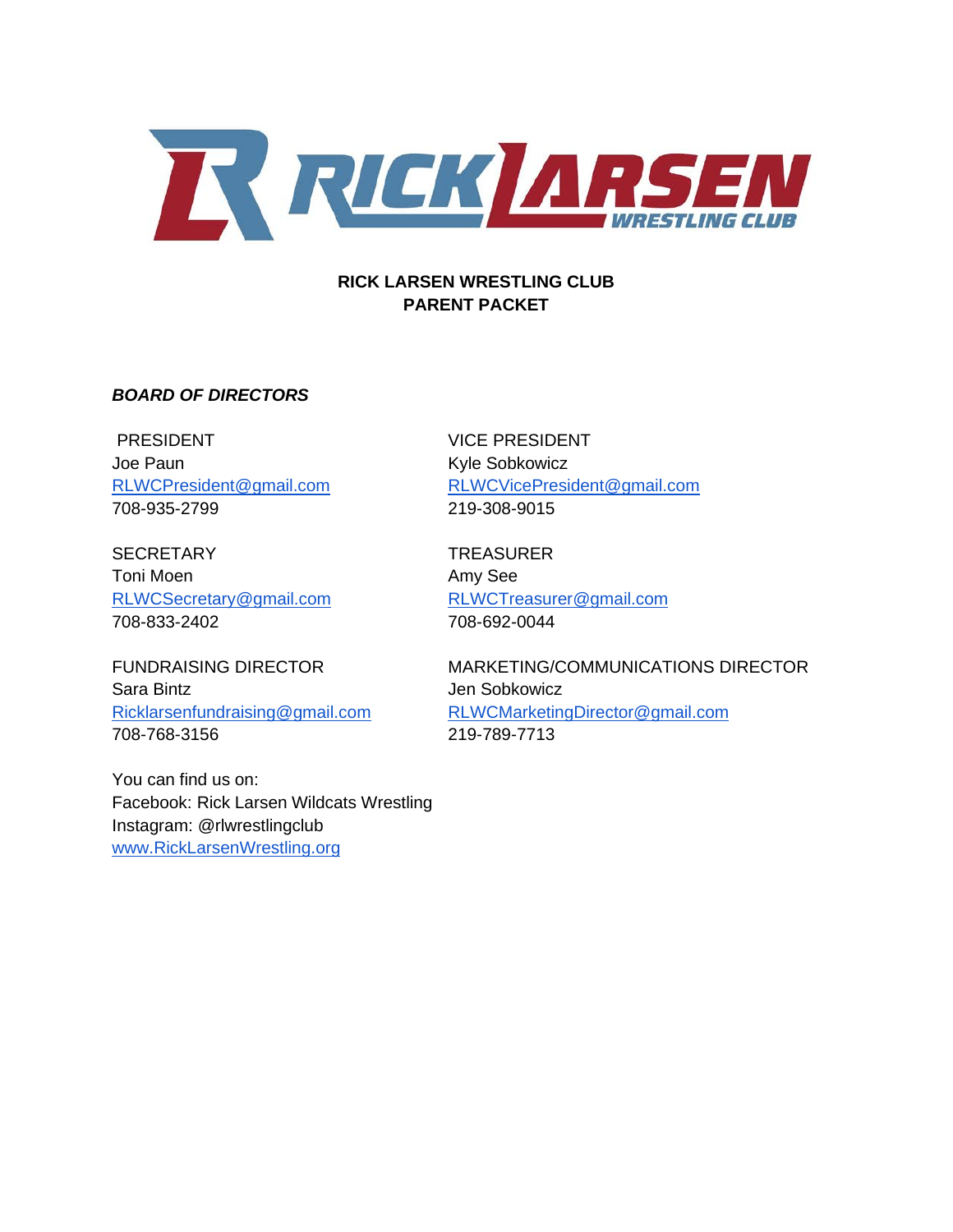# RICK LARSEN WRESTLING CLUB
# PARENT PACKET

***BOARD OF DIRECTORS***

PRESIDENT
Joe Paun
RLWCPresident@gmail.com
708-935-2799

VICE PRESIDENT
Kyle Sobkowicz
RLWCVicePresident@gmail.com
219-308-9015

SECRETARY
Toni Moen
RLWCSecretary@gmail.com
708-833-2402

TREASURER
Amy See
RLWCTreasurer@gmail.com
708-692-0044

FUNDRAISING DIRECTOR
Sara Bintz
Ricklarsenfundraising@gmail.com
708-768-3156

MARKETING/COMMUNICATIONS DIRECTOR
Jen Sobkowicz
RLWCMarketingDirector@gmail.com
219-789-7713

You can find us on:
Facebook: Rick Larsen Wildcats Wrestling
Instagram: @rlwrestlingclub
www.RickLarsenWrestling.org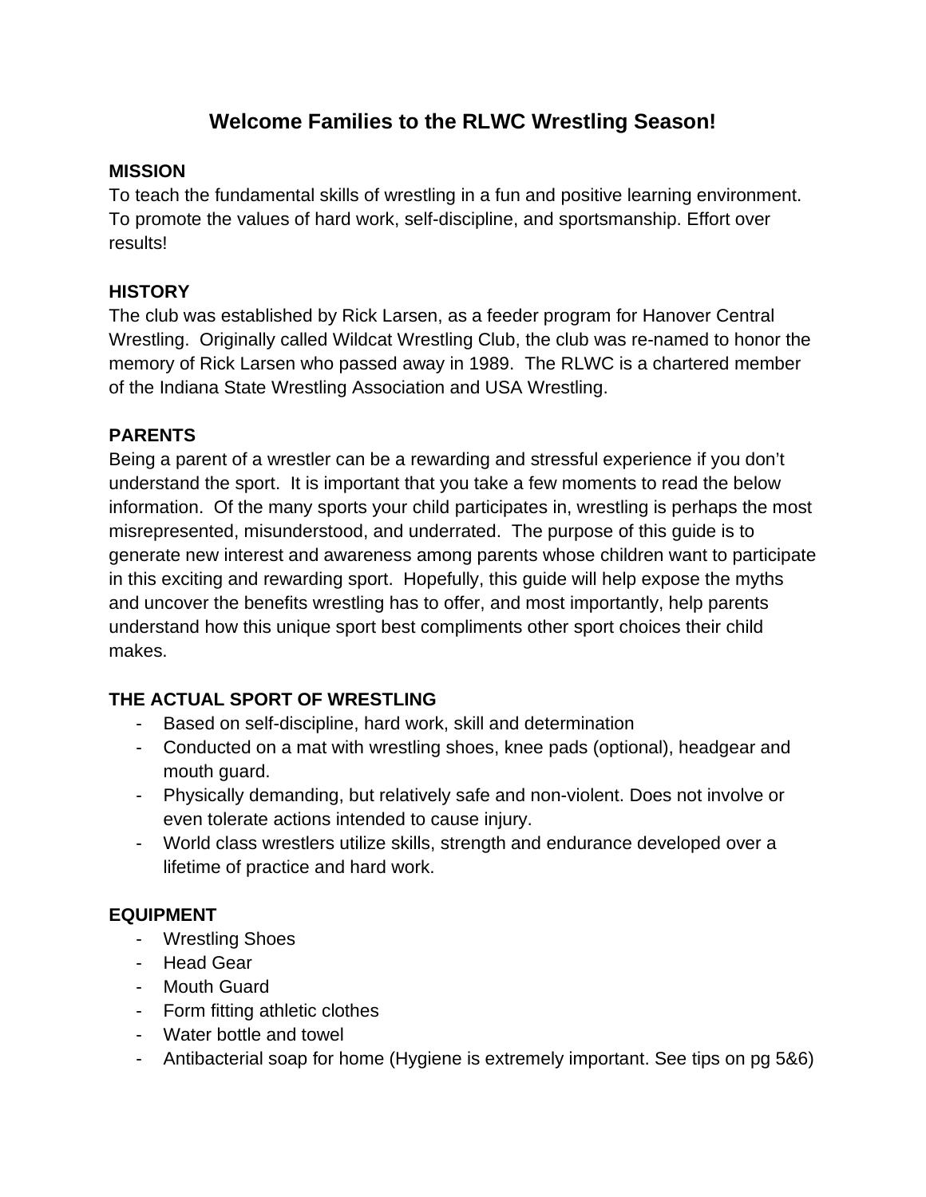# Welcome Families to the RLWC Wrestling Season!

**MISSION**

To teach the fundamental skills of wrestling in a fun and positive learning environment. To promote the values of hard work, self-discipline, and sportsmanship. Effort over results!

**HISTORY**

The club was established by Rick Larsen, as a feeder program for Hanover Central Wrestling. Originally called Wildcat Wrestling Club, the club was re-named to honor the memory of Rick Larsen who passed away in 1989. The RLWC is a chartered member of the Indiana State Wrestling Association and USA Wrestling.

**PARENTS**

Being a parent of a wrestler can be a rewarding and stressful experience if you don't understand the sport. It is important that you take a few moments to read the below information. Of the many sports your child participates in, wrestling is perhaps the most misrepresented, misunderstood, and underrated. The purpose of this guide is to generate new interest and awareness among parents whose children want to participate in this exciting and rewarding sport. Hopefully, this guide will help expose the myths and uncover the benefits wrestling has to offer, and most importantly, help parents understand how this unique sport best compliments other sport choices their child makes.

**THE ACTUAL SPORT OF WRESTLING**

- Based on self-discipline, hard work, skill and determination
- Conducted on a mat with wrestling shoes, knee pads (optional), headgear and mouth guard.
- Physically demanding, but relatively safe and non-violent. Does not involve or even tolerate actions intended to cause injury.
- World class wrestlers utilize skills, strength and endurance developed over a lifetime of practice and hard work.

**EQUIPMENT**

- Wrestling Shoes
- Head Gear
- Mouth Guard
- Form fitting athletic clothes
- Water bottle and towel
- Antibacterial soap for home (Hygiene is extremely important. See tips on pg 5&6)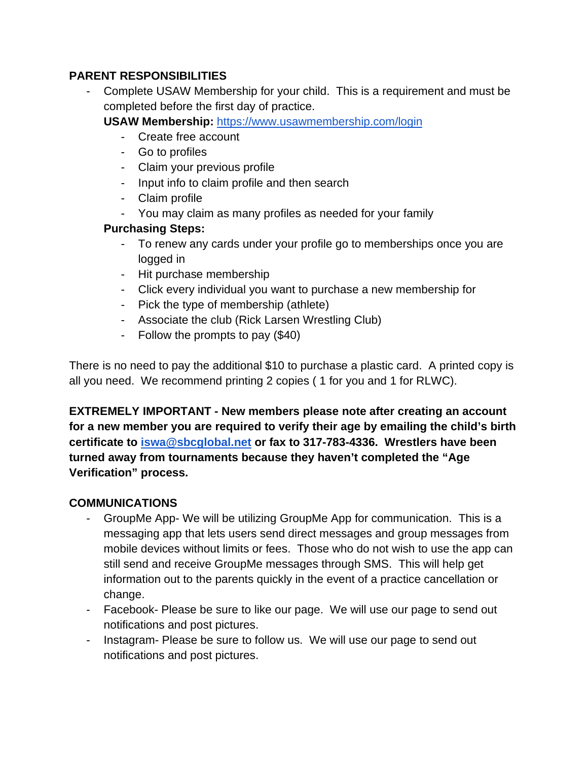## PARENT RESPONSIBILITIES

- Complete USAW Membership for your child. This is a requirement and must be completed before the first day of practice.

  **USAW Membership:** [https://www.usawmembership.com/login](https://www.usawmembership.com/login)
  - Create free account
  - Go to profiles
  - Claim your previous profile
  - Input info to claim profile and then search
  - Claim profile
  - You may claim as many profiles as needed for your family

  **Purchasing Steps:**
  - To renew any cards under your profile go to memberships once you are logged in
  - Hit purchase membership
  - Click every individual you want to purchase a new membership for
  - Pick the type of membership (athlete)
  - Associate the club (Rick Larsen Wrestling Club)
  - Follow the prompts to pay ($40)

There is no need to pay the additional $10 to purchase a plastic card. A printed copy is all you need. We recommend printing 2 copies ( 1 for you and 1 for RLWC).

**EXTREMELY IMPORTANT - New members please note after creating an account for a new member you are required to verify their age by emailing the child's birth certificate to [iswa@sbcglobal.net](mailto:iswa@sbcglobal.net) or fax to 317-783-4336. Wrestlers have been turned away from tournaments because they haven't completed the "Age Verification" process.**

## COMMUNICATIONS

- GroupMe App- We will be utilizing GroupMe App for communication. This is a messaging app that lets users send direct messages and group messages from mobile devices without limits or fees. Those who do not wish to use the app can still send and receive GroupMe messages through SMS. This will help get information out to the parents quickly in the event of a practice cancellation or change.
- Facebook- Please be sure to like our page. We will use our page to send out notifications and post pictures.
- Instagram- Please be sure to follow us. We will use our page to send out notifications and post pictures.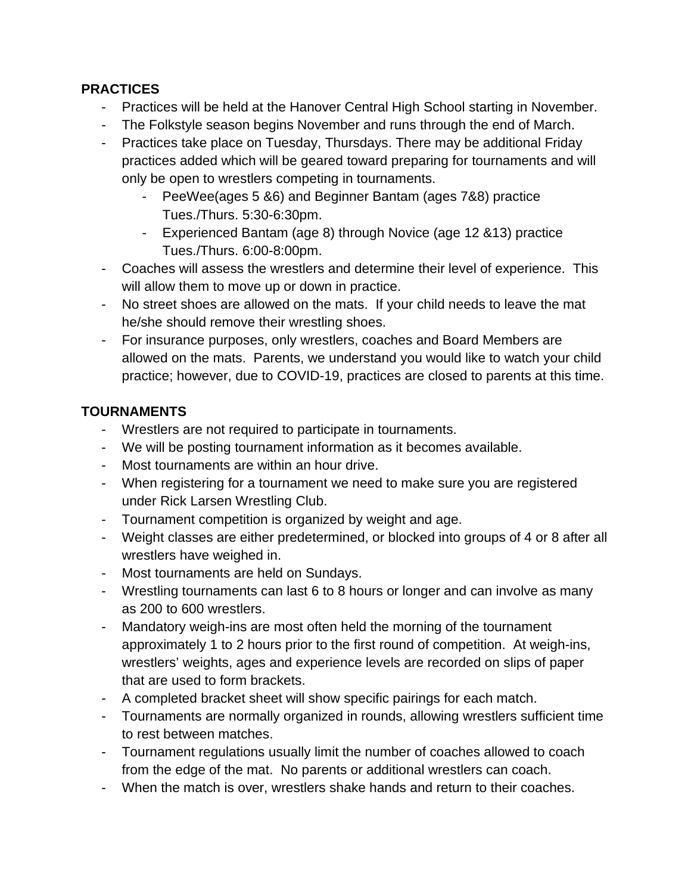**PRACTICES**

- Practices will be held at the Hanover Central High School starting in November.
- The Folkstyle season begins November and runs through the end of March.
- Practices take place on Tuesday, Thursdays. There may be additional Friday practices added which will be geared toward preparing for tournaments and will only be open to wrestlers competing in tournaments.
    - PeeWee(ages 5 &6) and Beginner Bantam (ages 7&8) practice Tues./Thurs. 5:30-6:30pm.
    - Experienced Bantam (age 8) through Novice (age 12 &13) practice Tues./Thurs. 6:00-8:00pm.
- Coaches will assess the wrestlers and determine their level of experience. This will allow them to move up or down in practice.
- No street shoes are allowed on the mats. If your child needs to leave the mat he/she should remove their wrestling shoes.
- For insurance purposes, only wrestlers, coaches and Board Members are allowed on the mats. Parents, we understand you would like to watch your child practice; however, due to COVID-19, practices are closed to parents at this time.

**TOURNAMENTS**

- Wrestlers are not required to participate in tournaments.
- We will be posting tournament information as it becomes available.
- Most tournaments are within an hour drive.
- When registering for a tournament we need to make sure you are registered under Rick Larsen Wrestling Club.
- Tournament competition is organized by weight and age.
- Weight classes are either predetermined, or blocked into groups of 4 or 8 after all wrestlers have weighed in.
- Most tournaments are held on Sundays.
- Wrestling tournaments can last 6 to 8 hours or longer and can involve as many as 200 to 600 wrestlers.
- Mandatory weigh-ins are most often held the morning of the tournament approximately 1 to 2 hours prior to the first round of competition. At weigh-ins, wrestlers' weights, ages and experience levels are recorded on slips of paper that are used to form brackets.
- A completed bracket sheet will show specific pairings for each match.
- Tournaments are normally organized in rounds, allowing wrestlers sufficient time to rest between matches.
- Tournament regulations usually limit the number of coaches allowed to coach from the edge of the mat. No parents or additional wrestlers can coach.
- When the match is over, wrestlers shake hands and return to their coaches.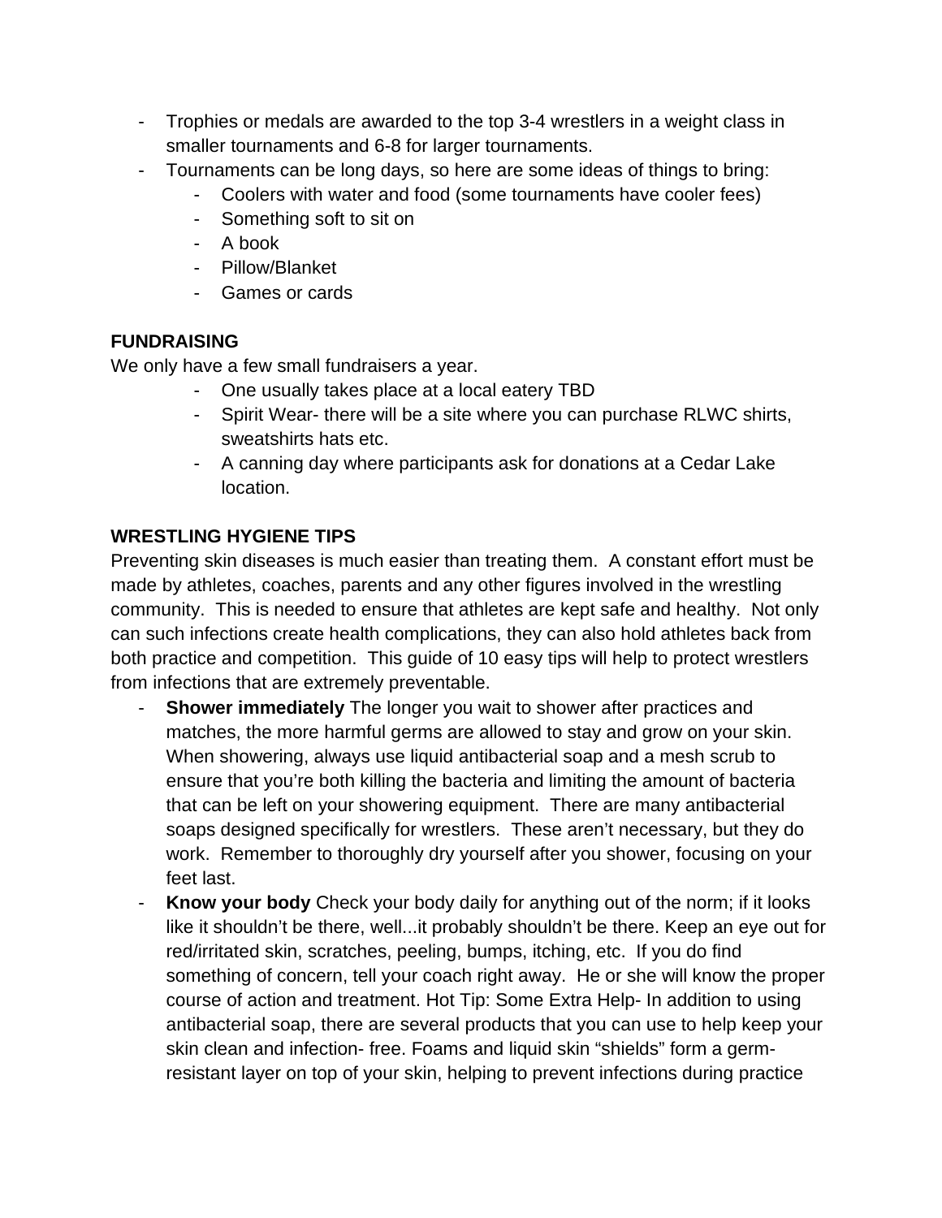- Trophies or medals are awarded to the top 3-4 wrestlers in a weight class in smaller tournaments and 6-8 for larger tournaments.
- Tournaments can be long days, so here are some ideas of things to bring:
    - Coolers with water and food (some tournaments have cooler fees)
    - Something soft to sit on
    - A book
    - Pillow/Blanket
    - Games or cards

**FUNDRAISING**

We only have a few small fundraisers a year.

- One usually takes place at a local eatery TBD
- Spirit Wear- there will be a site where you can purchase RLWC shirts, sweatshirts hats etc.
- A canning day where participants ask for donations at a Cedar Lake location.

**WRESTLING HYGIENE TIPS**

Preventing skin diseases is much easier than treating them. A constant effort must be made by athletes, coaches, parents and any other figures involved in the wrestling community. This is needed to ensure that athletes are kept safe and healthy. Not only can such infections create health complications, they can also hold athletes back from both practice and competition. This guide of 10 easy tips will help to protect wrestlers from infections that are extremely preventable.

- **Shower immediately** The longer you wait to shower after practices and matches, the more harmful germs are allowed to stay and grow on your skin. When showering, always use liquid antibacterial soap and a mesh scrub to ensure that you're both killing the bacteria and limiting the amount of bacteria that can be left on your showering equipment. There are many antibacterial soaps designed specifically for wrestlers. These aren't necessary, but they do work. Remember to thoroughly dry yourself after you shower, focusing on your feet last.
- **Know your body** Check your body daily for anything out of the norm; if it looks like it shouldn't be there, well...it probably shouldn't be there. Keep an eye out for red/irritated skin, scratches, peeling, bumps, itching, etc. If you do find something of concern, tell your coach right away. He or she will know the proper course of action and treatment. Hot Tip: Some Extra Help- In addition to using antibacterial soap, there are several products that you can use to help keep your skin clean and infection- free. Foams and liquid skin "shields" form a germ-resistant layer on top of your skin, helping to prevent infections during practice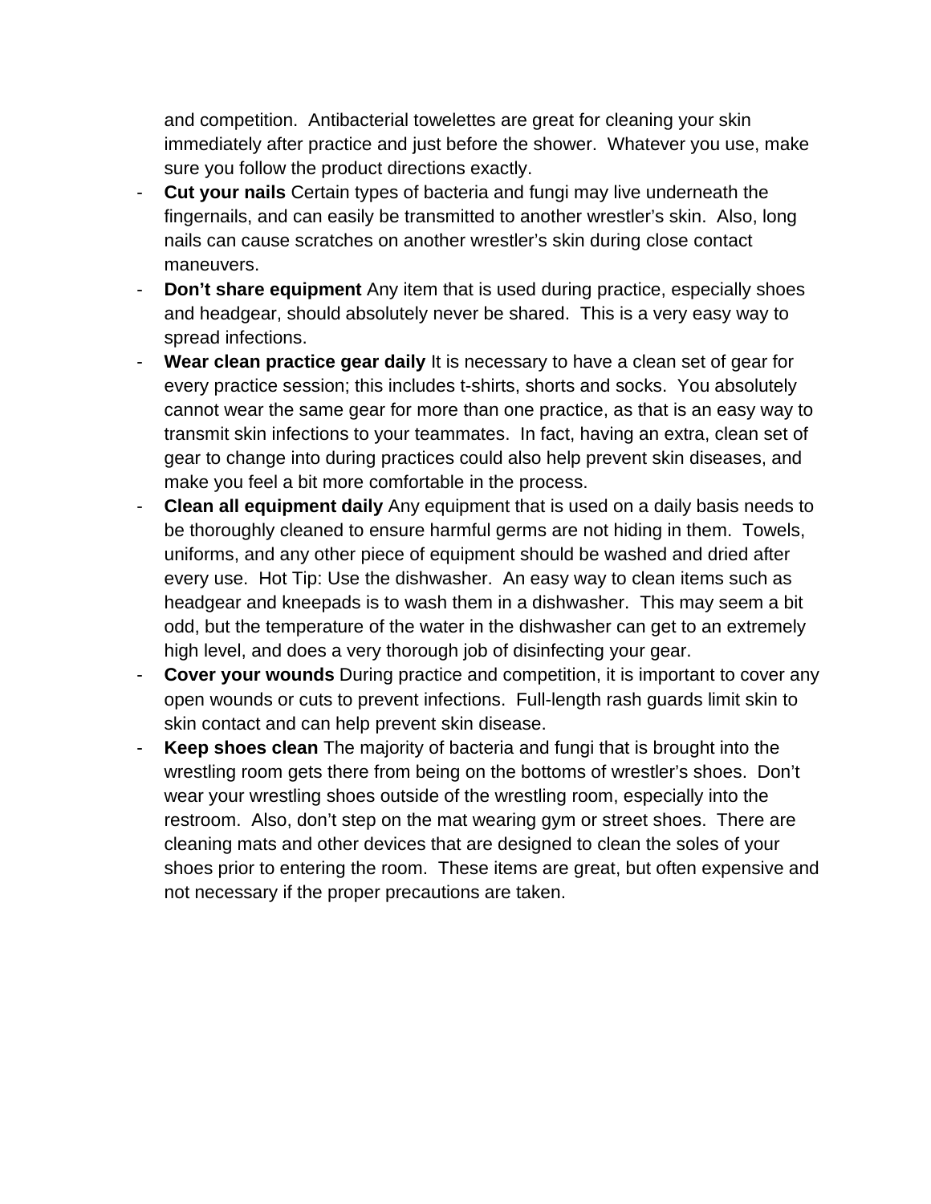and competition.  Antibacterial towelettes are great for cleaning your skin immediately after practice and just before the shower.  Whatever you use, make sure you follow the product directions exactly.

- **Cut your nails** Certain types of bacteria and fungi may live underneath the fingernails, and can easily be transmitted to another wrestler's skin.  Also, long nails can cause scratches on another wrestler's skin during close contact maneuvers.
- **Don't share equipment** Any item that is used during practice, especially shoes and headgear, should absolutely never be shared.  This is a very easy way to spread infections.
- **Wear clean practice gear daily** It is necessary to have a clean set of gear for every practice session; this includes t-shirts, shorts and socks.  You absolutely cannot wear the same gear for more than one practice, as that is an easy way to transmit skin infections to your teammates.  In fact, having an extra, clean set of gear to change into during practices could also help prevent skin diseases, and make you feel a bit more comfortable in the process.
- **Clean all equipment daily** Any equipment that is used on a daily basis needs to be thoroughly cleaned to ensure harmful germs are not hiding in them.  Towels, uniforms, and any other piece of equipment should be washed and dried after every use.  Hot Tip: Use the dishwasher.  An easy way to clean items such as headgear and kneepads is to wash them in a dishwasher.  This may seem a bit odd, but the temperature of the water in the dishwasher can get to an extremely high level, and does a very thorough job of disinfecting your gear.
- **Cover your wounds** During practice and competition, it is important to cover any open wounds or cuts to prevent infections.  Full-length rash guards limit skin to skin contact and can help prevent skin disease.
- **Keep shoes clean** The majority of bacteria and fungi that is brought into the wrestling room gets there from being on the bottoms of wrestler's shoes.  Don't wear your wrestling shoes outside of the wrestling room, especially into the restroom.  Also, don't step on the mat wearing gym or street shoes.  There are cleaning mats and other devices that are designed to clean the soles of your shoes prior to entering the room.  These items are great, but often expensive and not necessary if the proper precautions are taken.